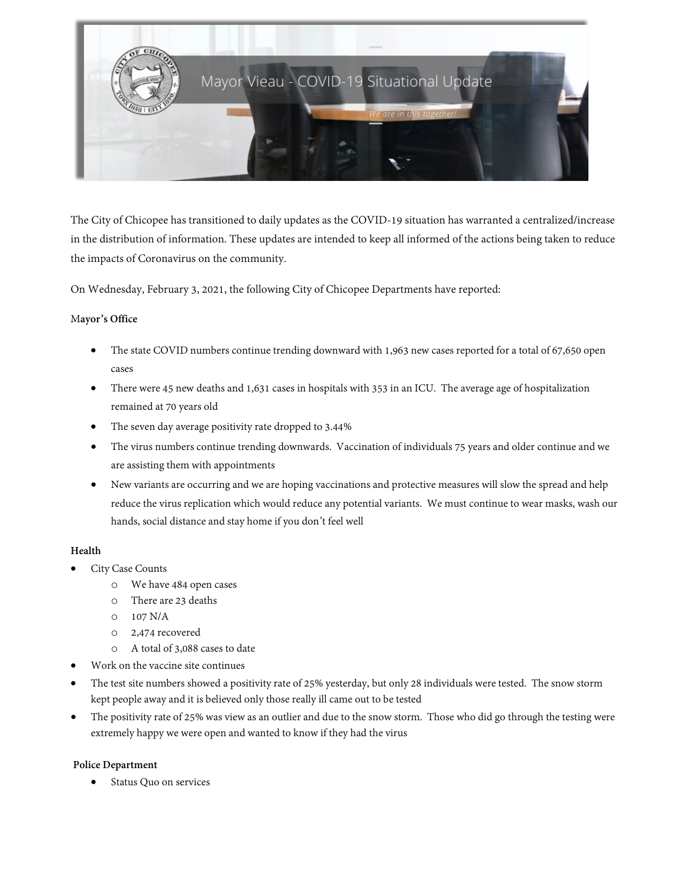# Mayor Vieau - COVID-19 Situational Update

*We are in this together!*

The City of Chicopee has transitioned to daily updates as the COVID-19 situation has warranted a centralized/increase in the distribution of information. These updates are intended to keep all informed of the actions being taken to reduce the impacts of Coronavirus on the community.

On Wednesday, February 3, 2021, the following City of Chicopee Departments have reported:

**Mayor's Office**

- The state COVID numbers continue trending downward with 1,963 new cases reported for a total of 67,650 open cases
- There were 45 new deaths and 1,631 cases in hospitals with 353 in an ICU. The average age of hospitalization remained at 70 years old
- The seven day average positivity rate dropped to 3.44%
- The virus numbers continue trending downwards. Vaccination of individuals 75 years and older continue and we are assisting them with appointments
- New variants are occurring and we are hoping vaccinations and protective measures will slow the spread and help reduce the virus replication which would reduce any potential variants. We must continue to wear masks, wash our hands, social distance and stay home if you don't feel well

**Health**

- City Case Counts
  - We have 484 open cases
  - There are 23 deaths
  - 107 N/A
  - 2,474 recovered
  - A total of 3,088 cases to date
- Work on the vaccine site continues
- The test site numbers showed a positivity rate of 25% yesterday, but only 28 individuals were tested. The snow storm kept people away and it is believed only those really ill came out to be tested
- The positivity rate of 25% was view as an outlier and due to the snow storm. Those who did go through the testing were extremely happy we were open and wanted to know if they had the virus

**Police Department**

- Status Quo on services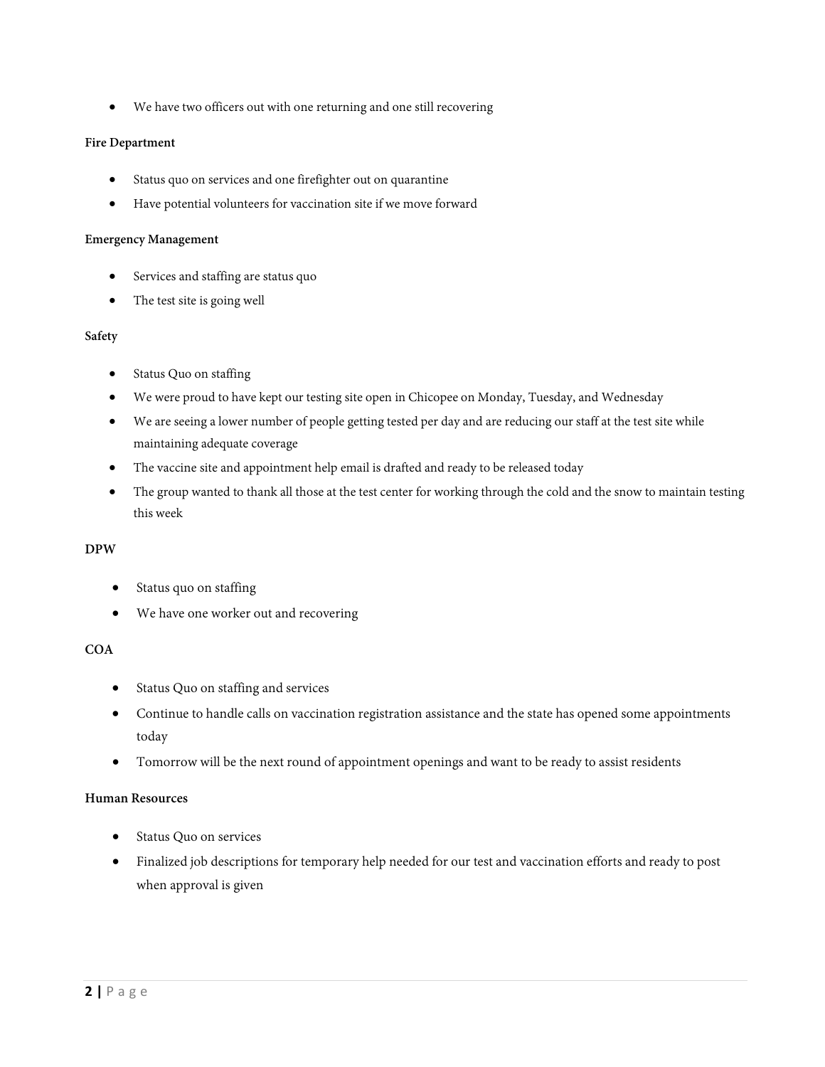- We have two officers out with one returning and one still recovering

**Fire Department**

- Status quo on services and one firefighter out on quarantine
- Have potential volunteers for vaccination site if we move forward

**Emergency Management**

- Services and staffing are status quo
- The test site is going well

**Safety**

- Status Quo on staffing
- We were proud to have kept our testing site open in Chicopee on Monday, Tuesday, and Wednesday
- We are seeing a lower number of people getting tested per day and are reducing our staff at the test site while maintaining adequate coverage
- The vaccine site and appointment help email is drafted and ready to be released today
- The group wanted to thank all those at the test center for working through the cold and the snow to maintain testing this week

**DPW**

- Status quo on staffing
- We have one worker out and recovering

**COA**

- Status Quo on staffing and services
- Continue to handle calls on vaccination registration assistance and the state has opened some appointments today
- Tomorrow will be the next round of appointment openings and want to be ready to assist residents

**Human Resources**

- Status Quo on services
- Finalized job descriptions for temporary help needed for our test and vaccination efforts and ready to post when approval is given